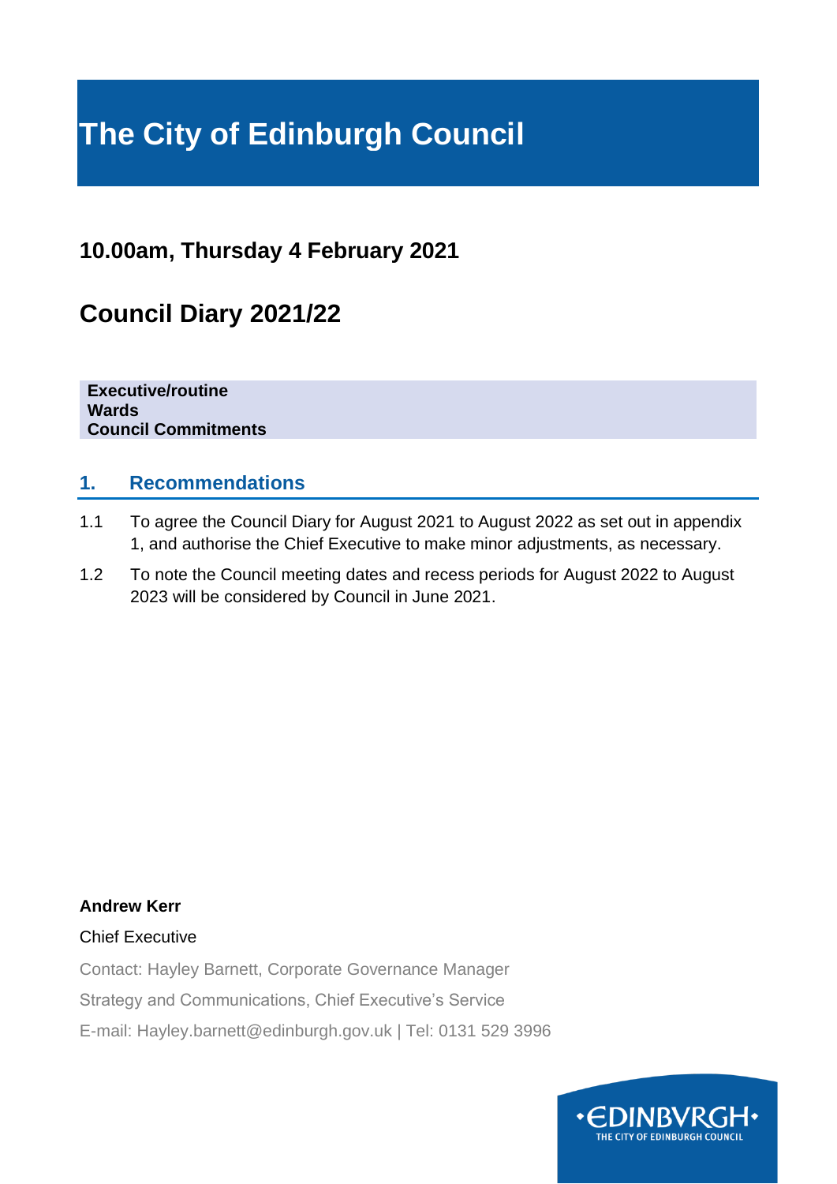# The City of Edinburgh Council

## 10.00am, Thursday 4 February 2021

## Council Diary 2021/22

**Executive/routine**
**Wards**
**Council Commitments**

### 1. Recommendations

1.1 To agree the Council Diary for August 2021 to August 2022 as set out in appendix 1, and authorise the Chief Executive to make minor adjustments, as necessary.

1.2 To note the Council meeting dates and recess periods for August 2022 to August 2023 will be considered by Council in June 2021.

**Andrew Kerr**

Chief Executive

Contact: Hayley Barnett, Corporate Governance Manager

Strategy and Communications, Chief Executive's Service

E-mail: Hayley.barnett@edinburgh.gov.uk | Tel: 0131 529 3996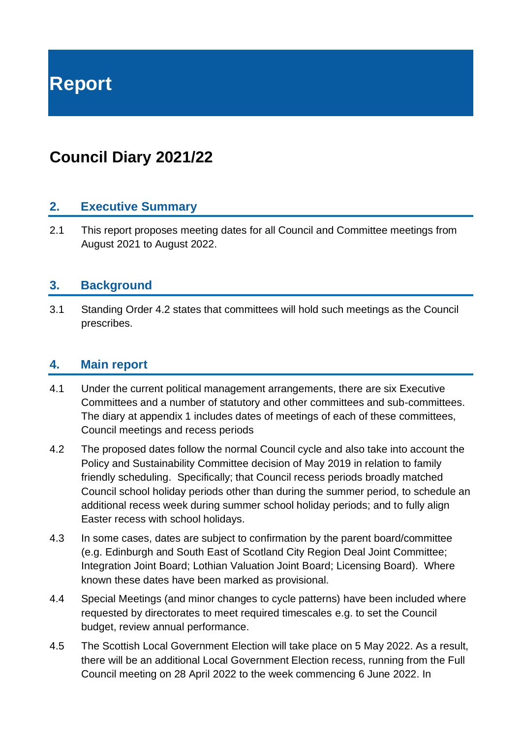# Report

## Council Diary 2021/22

### 2. Executive Summary

2.1 This report proposes meeting dates for all Council and Committee meetings from August 2021 to August 2022.

### 3. Background

3.1 Standing Order 4.2 states that committees will hold such meetings as the Council prescribes.

### 4. Main report

4.1 Under the current political management arrangements, there are six Executive Committees and a number of statutory and other committees and sub-committees. The diary at appendix 1 includes dates of meetings of each of these committees, Council meetings and recess periods

4.2 The proposed dates follow the normal Council cycle and also take into account the Policy and Sustainability Committee decision of May 2019 in relation to family friendly scheduling. Specifically; that Council recess periods broadly matched Council school holiday periods other than during the summer period, to schedule an additional recess week during summer school holiday periods; and to fully align Easter recess with school holidays.

4.3 In some cases, dates are subject to confirmation by the parent board/committee (e.g. Edinburgh and South East of Scotland City Region Deal Joint Committee; Integration Joint Board; Lothian Valuation Joint Board; Licensing Board). Where known these dates have been marked as provisional.

4.4 Special Meetings (and minor changes to cycle patterns) have been included where requested by directorates to meet required timescales e.g. to set the Council budget, review annual performance.

4.5 The Scottish Local Government Election will take place on 5 May 2022. As a result, there will be an additional Local Government Election recess, running from the Full Council meeting on 28 April 2022 to the week commencing 6 June 2022. In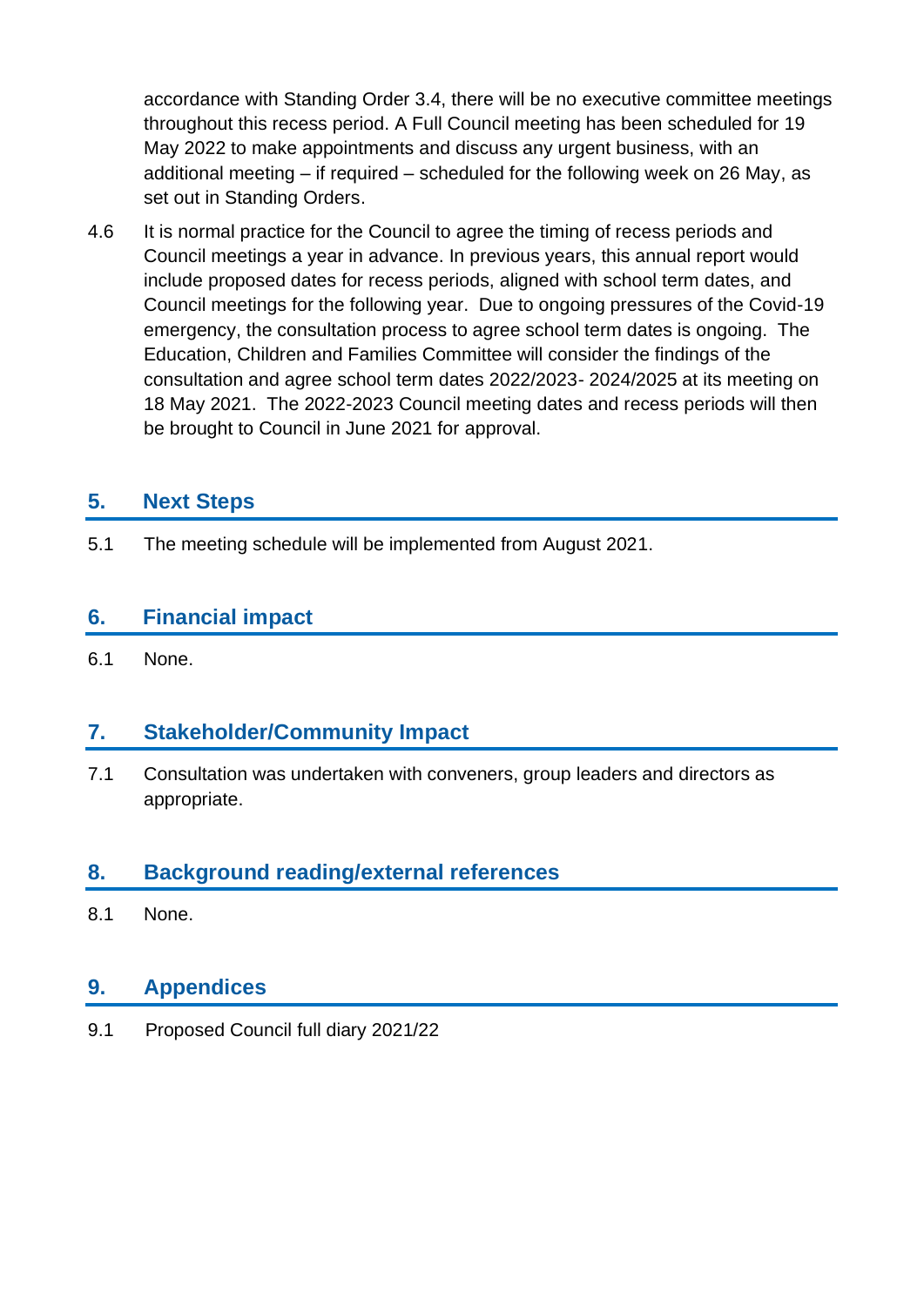accordance with Standing Order 3.4, there will be no executive committee meetings throughout this recess period. A Full Council meeting has been scheduled for 19 May 2022 to make appointments and discuss any urgent business, with an additional meeting – if required – scheduled for the following week on 26 May, as set out in Standing Orders.

4.6 It is normal practice for the Council to agree the timing of recess periods and Council meetings a year in advance. In previous years, this annual report would include proposed dates for recess periods, aligned with school term dates, and Council meetings for the following year. Due to ongoing pressures of the Covid-19 emergency, the consultation process to agree school term dates is ongoing. The Education, Children and Families Committee will consider the findings of the consultation and agree school term dates 2022/2023- 2024/2025 at its meeting on 18 May 2021. The 2022-2023 Council meeting dates and recess periods will then be brought to Council in June 2021 for approval.

## 5. Next Steps

5.1 The meeting schedule will be implemented from August 2021.

## 6. Financial impact

6.1 None.

## 7. Stakeholder/Community Impact

7.1 Consultation was undertaken with conveners, group leaders and directors as appropriate.

## 8. Background reading/external references

8.1 None.

## 9. Appendices

9.1 Proposed Council full diary 2021/22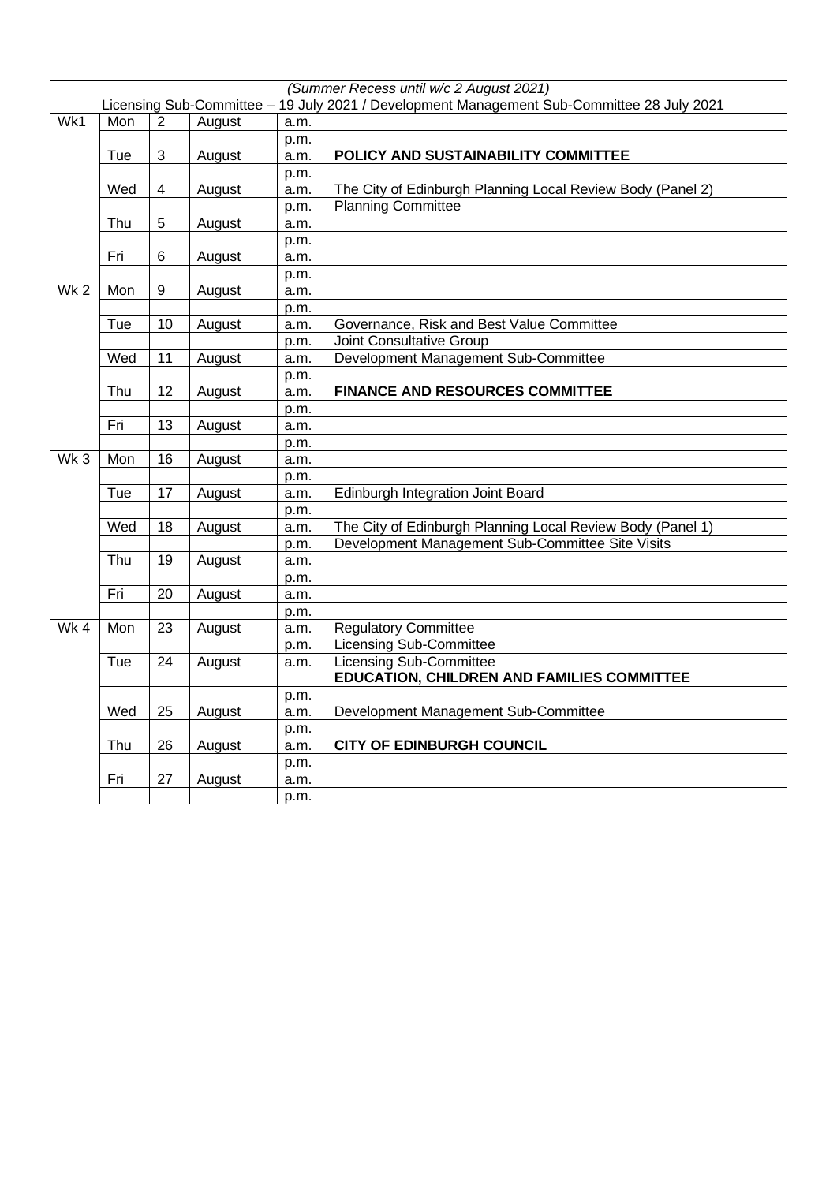| *(Summer Recess until w/c 2 August 2021)*<br>Licensing Sub-Committee – 19 July 2021 / Development Management Sub-Committee 28 July 2021 | | | | | |
|---|---|---|---|---|---|
| Wk1 | Mon | 2 | August | a.m. | |
| | | | | p.m. | |
| | Tue | 3 | August | a.m. | **POLICY AND SUSTAINABILITY COMMITTEE** |
| | | | | p.m. | |
| | Wed | 4 | August | a.m. | The City of Edinburgh Planning Local Review Body (Panel 2) |
| | | | | p.m. | Planning Committee |
| | Thu | 5 | August | a.m. | |
| | | | | p.m. | |
| | Fri | 6 | August | a.m. | |
| | | | | p.m. | |
| Wk 2 | Mon | 9 | August | a.m. | |
| | | | | p.m. | |
| | Tue | 10 | August | a.m. | Governance, Risk and Best Value Committee |
| | | | | p.m. | Joint Consultative Group |
| | Wed | 11 | August | a.m. | Development Management Sub-Committee |
| | | | | p.m. | |
| | Thu | 12 | August | a.m. | **FINANCE AND RESOURCES COMMITTEE** |
| | | | | p.m. | |
| | Fri | 13 | August | a.m. | |
| | | | | p.m. | |
| Wk 3 | Mon | 16 | August | a.m. | |
| | | | | p.m. | |
| | Tue | 17 | August | a.m. | Edinburgh Integration Joint Board |
| | | | | p.m. | |
| | Wed | 18 | August | a.m. | The City of Edinburgh Planning Local Review Body (Panel 1) |
| | | | | p.m. | Development Management Sub-Committee Site Visits |
| | Thu | 19 | August | a.m. | |
| | | | | p.m. | |
| | Fri | 20 | August | a.m. | |
| | | | | p.m. | |
| Wk 4 | Mon | 23 | August | a.m. | Regulatory Committee |
| | | | | p.m. | Licensing Sub-Committee |
| | Tue | 24 | August | a.m. | Licensing Sub-Committee<br>**EDUCATION, CHILDREN AND FAMILIES COMMITTEE** |
| | | | | p.m. | |
| | Wed | 25 | August | a.m. | Development Management Sub-Committee |
| | | | | p.m. | |
| | Thu | 26 | August | a.m. | **CITY OF EDINBURGH COUNCIL** |
| | | | | p.m. | |
| | Fri | 27 | August | a.m. | |
| | | | | p.m. | |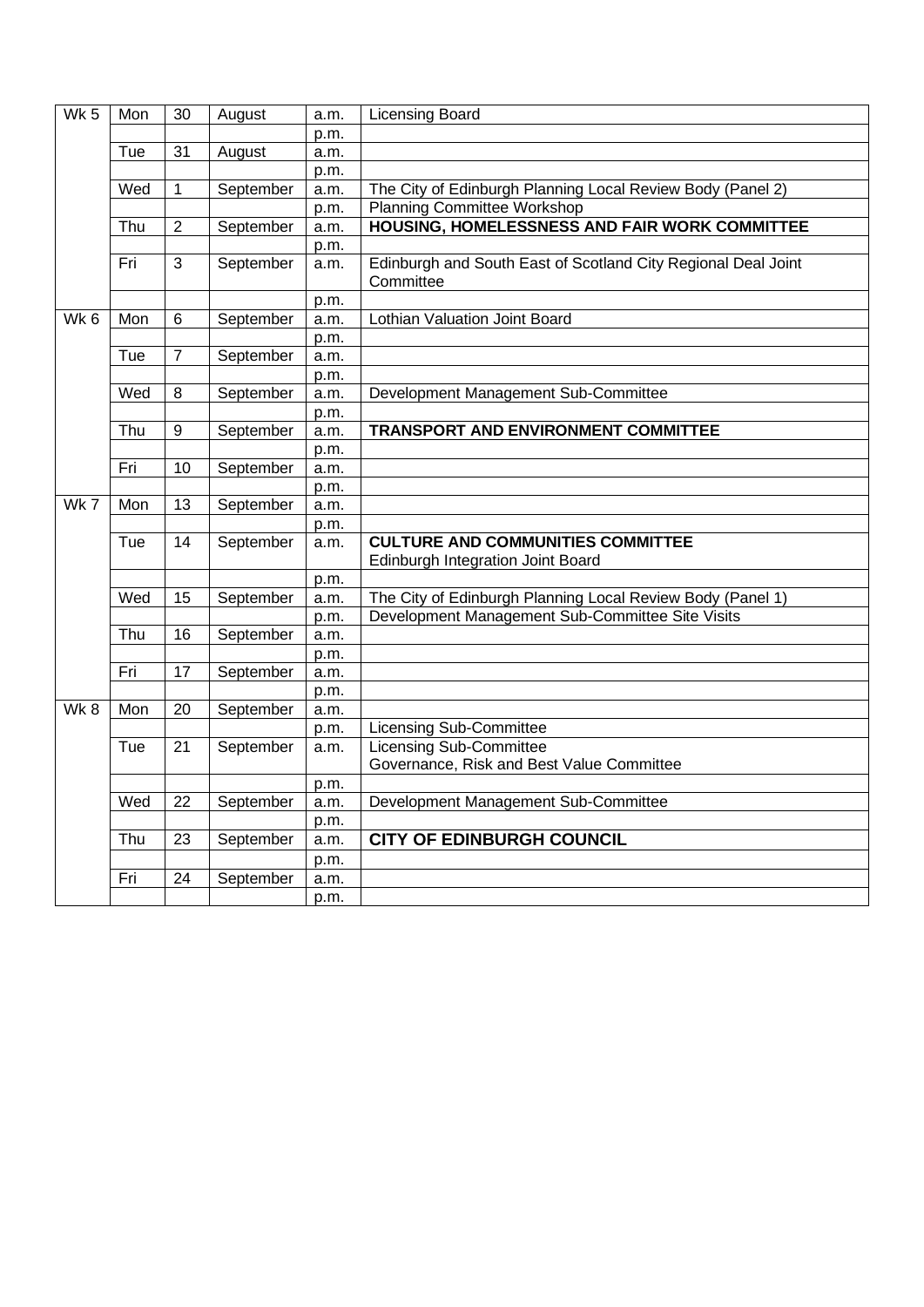| Wk 5 | Mon | 30 | August | a.m. | Licensing Board |
|---|---|---|---|---|---|
| | | | | p.m. | |
| | Tue | 31 | August | a.m. | |
| | | | | p.m. | |
| | Wed | 1 | September | a.m. | The City of Edinburgh Planning Local Review Body (Panel 2) |
| | | | | p.m. | Planning Committee Workshop |
| | Thu | 2 | September | a.m. | **HOUSING, HOMELESSNESS AND FAIR WORK COMMITTEE** |
| | | | | p.m. | |
| | Fri | 3 | September | a.m. | Edinburgh and South East of Scotland City Regional Deal Joint Committee |
| | | | | p.m. | |
| Wk 6 | Mon | 6 | September | a.m. | Lothian Valuation Joint Board |
| | | | | p.m. | |
| | Tue | 7 | September | a.m. | |
| | | | | p.m. | |
| | Wed | 8 | September | a.m. | Development Management Sub-Committee |
| | | | | p.m. | |
| | Thu | 9 | September | a.m. | **TRANSPORT AND ENVIRONMENT COMMITTEE** |
| | | | | p.m. | |
| | Fri | 10 | September | a.m. | |
| | | | | p.m. | |
| Wk 7 | Mon | 13 | September | a.m. | |
| | | | | p.m. | |
| | Tue | 14 | September | a.m. | **CULTURE AND COMMUNITIES COMMITTEE**<br>Edinburgh Integration Joint Board |
| | | | | p.m. | |
| | Wed | 15 | September | a.m. | The City of Edinburgh Planning Local Review Body (Panel 1) |
| | | | | p.m. | Development Management Sub-Committee Site Visits |
| | Thu | 16 | September | a.m. | |
| | | | | p.m. | |
| | Fri | 17 | September | a.m. | |
| | | | | p.m. | |
| Wk 8 | Mon | 20 | September | a.m. | |
| | | | | p.m. | Licensing Sub-Committee |
| | Tue | 21 | September | a.m. | Licensing Sub-Committee<br>Governance, Risk and Best Value Committee |
| | | | | p.m. | |
| | Wed | 22 | September | a.m. | Development Management Sub-Committee |
| | | | | p.m. | |
| | Thu | 23 | September | a.m. | **CITY OF EDINBURGH COUNCIL** |
| | | | | p.m. | |
| | Fri | 24 | September | a.m. | |
| | | | | p.m. | |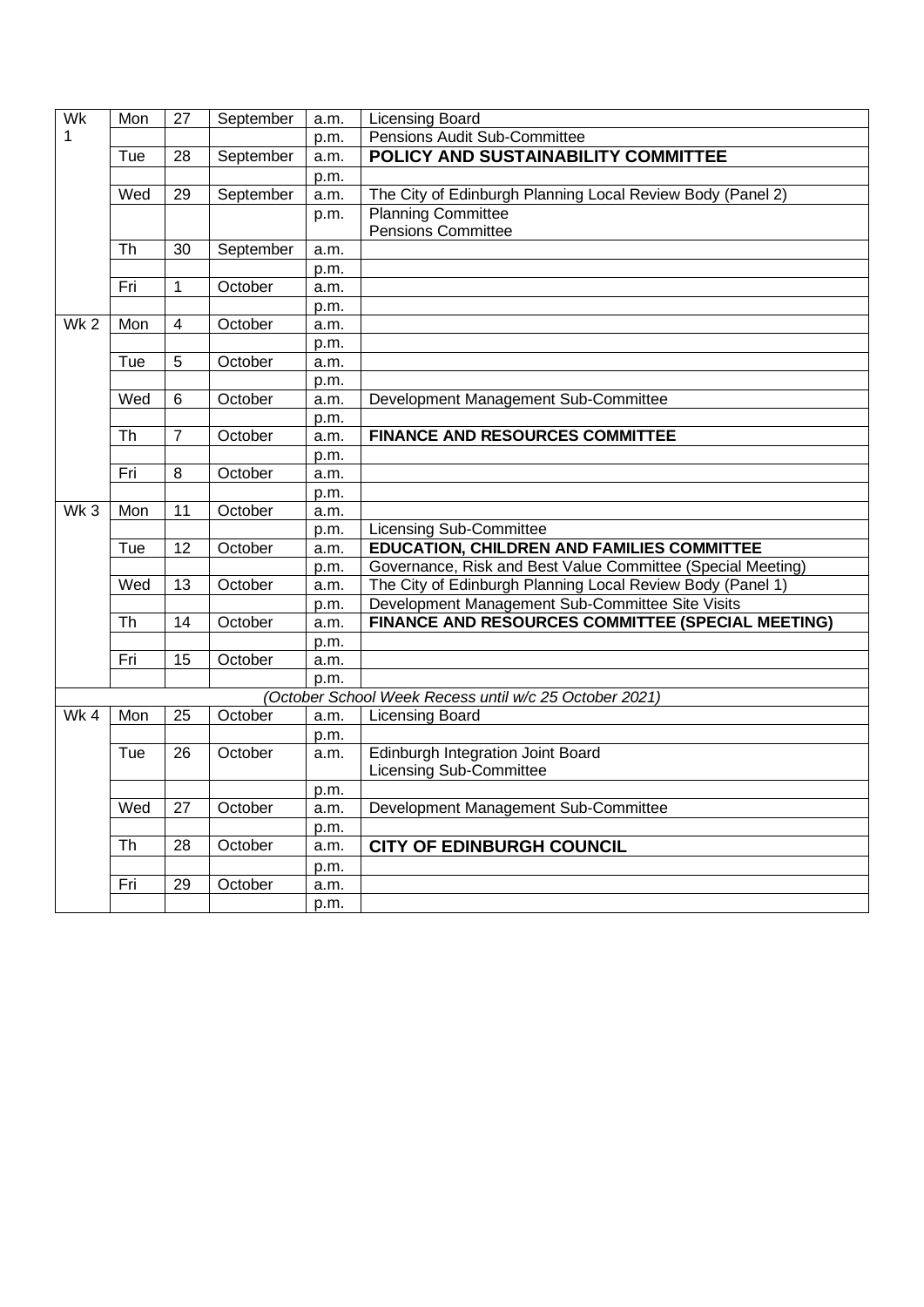| Wk | Mon | 27 | September | a.m. | Licensing Board |
|---|---|---|---|---|---|
| 1 | | | | p.m. | Pensions Audit Sub-Committee |
| | Tue | 28 | September | a.m. | **POLICY AND SUSTAINABILITY COMMITTEE** |
| | | | | p.m. | |
| | Wed | 29 | September | a.m. | The City of Edinburgh Planning Local Review Body (Panel 2) |
| | | | | p.m. | Planning Committee<br>Pensions Committee |
| | Th | 30 | September | a.m. | |
| | | | | p.m. | |
| | Fri | 1 | October | a.m. | |
| | | | | p.m. | |
| Wk 2 | Mon | 4 | October | a.m. | |
| | | | | p.m. | |
| | Tue | 5 | October | a.m. | |
| | | | | p.m. | |
| | Wed | 6 | October | a.m. | Development Management Sub-Committee |
| | | | | p.m. | |
| | Th | 7 | October | a.m. | **FINANCE AND RESOURCES COMMITTEE** |
| | | | | p.m. | |
| | Fri | 8 | October | a.m. | |
| | | | | p.m. | |
| Wk 3 | Mon | 11 | October | a.m. | |
| | | | | p.m. | Licensing Sub-Committee |
| | Tue | 12 | October | a.m. | **EDUCATION, CHILDREN AND FAMILIES COMMITTEE** |
| | | | | p.m. | Governance, Risk and Best Value Committee (Special Meeting) |
| | Wed | 13 | October | a.m. | The City of Edinburgh Planning Local Review Body (Panel 1) |
| | | | | p.m. | Development Management Sub-Committee Site Visits |
| | Th | 14 | October | a.m. | **FINANCE AND RESOURCES COMMITTEE (SPECIAL MEETING)** |
| | | | | p.m. | |
| | Fri | 15 | October | a.m. | |
| | | | | p.m. | |
| *(October School Week Recess until w/c 25 October 2021)* | | | | | |
| Wk 4 | Mon | 25 | October | a.m. | Licensing Board |
| | | | | p.m. | |
| | Tue | 26 | October | a.m. | Edinburgh Integration Joint Board<br>Licensing Sub-Committee |
| | | | | p.m. | |
| | Wed | 27 | October | a.m. | Development Management Sub-Committee |
| | | | | p.m. | |
| | Th | 28 | October | a.m. | **CITY OF EDINBURGH COUNCIL** |
| | | | | p.m. | |
| | Fri | 29 | October | a.m. | |
| | | | | p.m. | |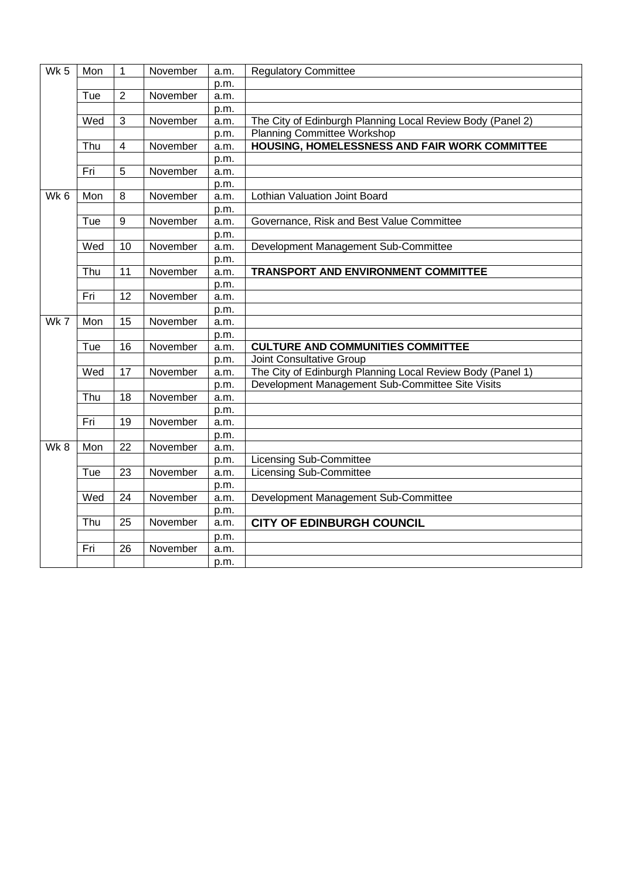| Wk 5 | Mon | 1 | November | a.m. | Regulatory Committee |
|---|---|---|---|---|---|
| | | | | p.m. | |
| | Tue | 2 | November | a.m. | |
| | | | | p.m. | |
| | Wed | 3 | November | a.m. | The City of Edinburgh Planning Local Review Body (Panel 2) |
| | | | | p.m. | Planning Committee Workshop |
| | Thu | 4 | November | a.m. | **HOUSING, HOMELESSNESS AND FAIR WORK COMMITTEE** |
| | | | | p.m. | |
| | Fri | 5 | November | a.m. | |
| | | | | p.m. | |
| Wk 6 | Mon | 8 | November | a.m. | Lothian Valuation Joint Board |
| | | | | p.m. | |
| | Tue | 9 | November | a.m. | Governance, Risk and Best Value Committee |
| | | | | p.m. | |
| | Wed | 10 | November | a.m. | Development Management Sub-Committee |
| | | | | p.m. | |
| | Thu | 11 | November | a.m. | **TRANSPORT AND ENVIRONMENT COMMITTEE** |
| | | | | p.m. | |
| | Fri | 12 | November | a.m. | |
| | | | | p.m. | |
| Wk 7 | Mon | 15 | November | a.m. | |
| | | | | p.m. | |
| | Tue | 16 | November | a.m. | **CULTURE AND COMMUNITIES COMMITTEE** |
| | | | | p.m. | Joint Consultative Group |
| | Wed | 17 | November | a.m. | The City of Edinburgh Planning Local Review Body (Panel 1) |
| | | | | p.m. | Development Management Sub-Committee Site Visits |
| | Thu | 18 | November | a.m. | |
| | | | | p.m. | |
| | Fri | 19 | November | a.m. | |
| | | | | p.m. | |
| Wk 8 | Mon | 22 | November | a.m. | |
| | | | | p.m. | Licensing Sub-Committee |
| | Tue | 23 | November | a.m. | Licensing Sub-Committee |
| | | | | p.m. | |
| | Wed | 24 | November | a.m. | Development Management Sub-Committee |
| | | | | p.m. | |
| | Thu | 25 | November | a.m. | **CITY OF EDINBURGH COUNCIL** |
| | | | | p.m. | |
| | Fri | 26 | November | a.m. | |
| | | | | p.m. | |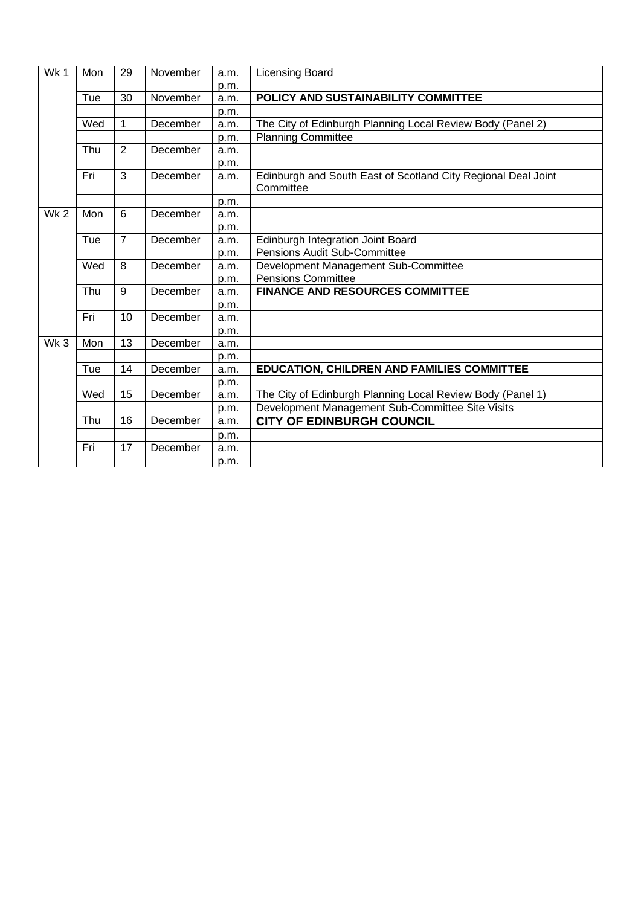| Wk 1 | Mon | 29 | November | a.m. | Licensing Board |
|---|---|---|---|---|---|
| | | | | p.m. | |
| | Tue | 30 | November | a.m. | **POLICY AND SUSTAINABILITY COMMITTEE** |
| | | | | p.m. | |
| | Wed | 1 | December | a.m. | The City of Edinburgh Planning Local Review Body (Panel 2) |
| | | | | p.m. | Planning Committee |
| | Thu | 2 | December | a.m. | |
| | | | | p.m. | |
| | Fri | 3 | December | a.m. | Edinburgh and South East of Scotland City Regional Deal Joint Committee |
| | | | | p.m. | |
| Wk 2 | Mon | 6 | December | a.m. | |
| | | | | p.m. | |
| | Tue | 7 | December | a.m. | Edinburgh Integration Joint Board |
| | | | | p.m. | Pensions Audit Sub-Committee |
| | Wed | 8 | December | a.m. | Development Management Sub-Committee |
| | | | | p.m. | Pensions Committee |
| | Thu | 9 | December | a.m. | **FINANCE AND RESOURCES COMMITTEE** |
| | | | | p.m. | |
| | Fri | 10 | December | a.m. | |
| | | | | p.m. | |
| Wk 3 | Mon | 13 | December | a.m. | |
| | | | | p.m. | |
| | Tue | 14 | December | a.m. | **EDUCATION, CHILDREN AND FAMILIES COMMITTEE** |
| | | | | p.m. | |
| | Wed | 15 | December | a.m. | The City of Edinburgh Planning Local Review Body (Panel 1) |
| | | | | p.m. | Development Management Sub-Committee Site Visits |
| | Thu | 16 | December | a.m. | **CITY OF EDINBURGH COUNCIL** |
| | | | | p.m. | |
| | Fri | 17 | December | a.m. | |
| | | | | p.m. | |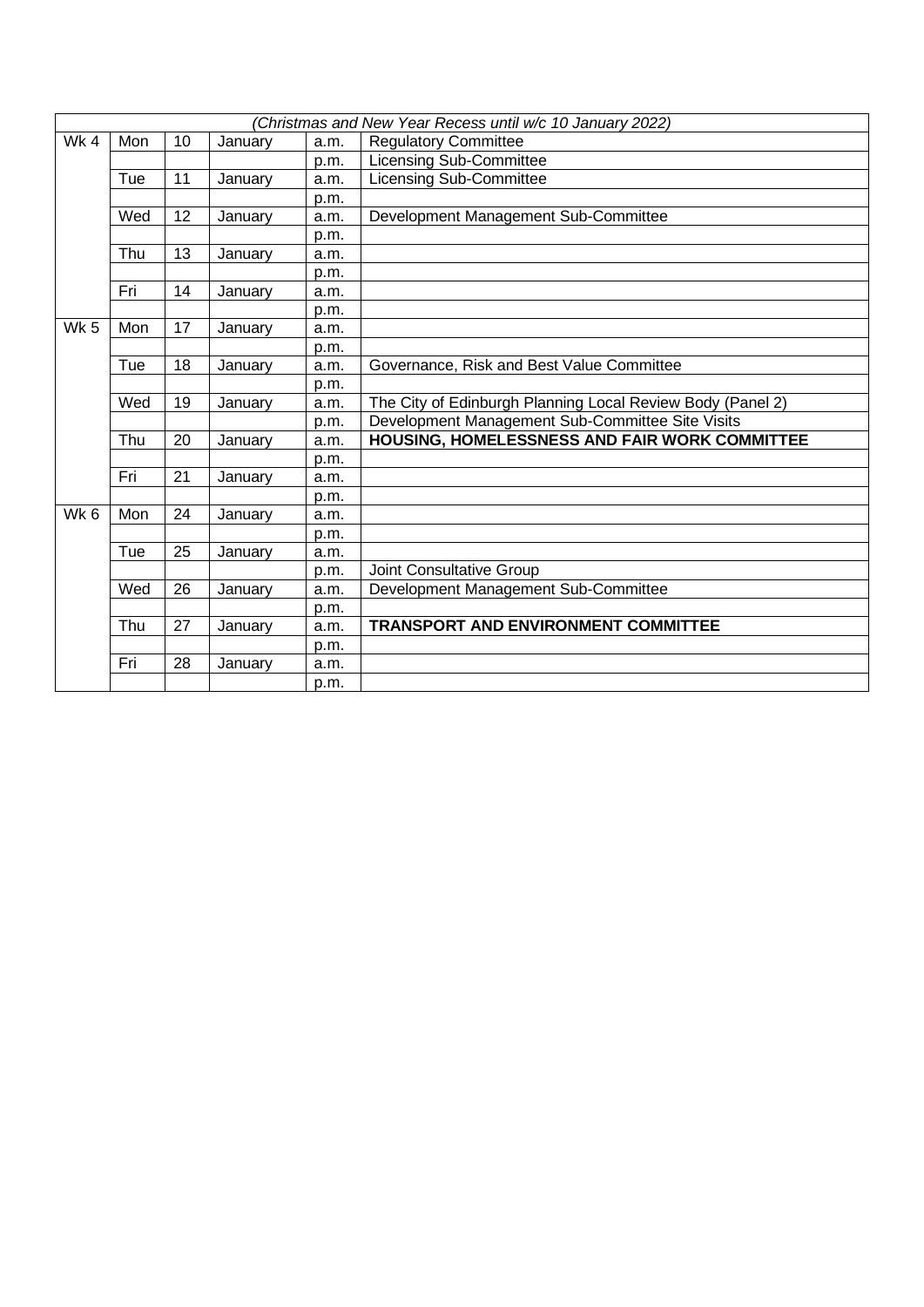| *(Christmas and New Year Recess until w/c 10 January 2022)* | | | | | |
|---|---|---|---|---|---|
| Wk 4 | Mon | 10 | January | a.m. | Regulatory Committee |
| | | | | p.m. | Licensing Sub-Committee |
| | Tue | 11 | January | a.m. | Licensing Sub-Committee |
| | | | | p.m. | |
| | Wed | 12 | January | a.m. | Development Management Sub-Committee |
| | | | | p.m. | |
| | Thu | 13 | January | a.m. | |
| | | | | p.m. | |
| | Fri | 14 | January | a.m. | |
| | | | | p.m. | |
| Wk 5 | Mon | 17 | January | a.m. | |
| | | | | p.m. | |
| | Tue | 18 | January | a.m. | Governance, Risk and Best Value Committee |
| | | | | p.m. | |
| | Wed | 19 | January | a.m. | The City of Edinburgh Planning Local Review Body (Panel 2) |
| | | | | p.m. | Development Management Sub-Committee Site Visits |
| | Thu | 20 | January | a.m. | **HOUSING, HOMELESSNESS AND FAIR WORK COMMITTEE** |
| | | | | p.m. | |
| | Fri | 21 | January | a.m. | |
| | | | | p.m. | |
| Wk 6 | Mon | 24 | January | a.m. | |
| | | | | p.m. | |
| | Tue | 25 | January | a.m. | |
| | | | | p.m. | Joint Consultative Group |
| | Wed | 26 | January | a.m. | Development Management Sub-Committee |
| | | | | p.m. | |
| | Thu | 27 | January | a.m. | **TRANSPORT AND ENVIRONMENT COMMITTEE** |
| | | | | p.m. | |
| | Fri | 28 | January | a.m. | |
| | | | | p.m. | |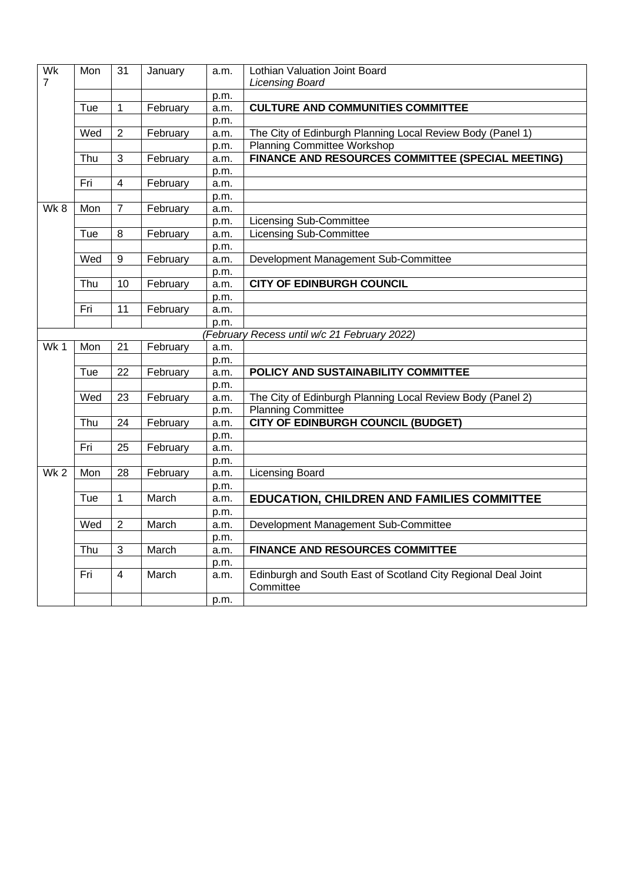| Wk 7 | Mon | 31 | January | a.m. | Lothian Valuation Joint Board *Licensing Board* |
|---|---|---|---|---|---|
| | | | | p.m. | |
| | Tue | 1 | February | a.m. | **CULTURE AND COMMUNITIES COMMITTEE** |
| | | | | p.m. | |
| | Wed | 2 | February | a.m. | The City of Edinburgh Planning Local Review Body (Panel 1) |
| | | | | p.m. | Planning Committee Workshop |
| | Thu | 3 | February | a.m. | **FINANCE AND RESOURCES COMMITTEE (SPECIAL MEETING)** |
| | | | | p.m. | |
| | Fri | 4 | February | a.m. | |
| | | | | p.m. | |
| Wk 8 | Mon | 7 | February | a.m. | |
| | | | | p.m. | Licensing Sub-Committee |
| | Tue | 8 | February | a.m. | Licensing Sub-Committee |
| | | | | p.m. | |
| | Wed | 9 | February | a.m. | Development Management Sub-Committee |
| | | | | p.m. | |
| | Thu | 10 | February | a.m. | **CITY OF EDINBURGH COUNCIL** |
| | | | | p.m. | |
| | Fri | 11 | February | a.m. | |
| | | | | p.m. | |
| *(February Recess until w/c 21 February 2022)* | | | | | |
| Wk 1 | Mon | 21 | February | a.m. | |
| | | | | p.m. | |
| | Tue | 22 | February | a.m. | **POLICY AND SUSTAINABILITY COMMITTEE** |
| | | | | p.m. | |
| | Wed | 23 | February | a.m. | The City of Edinburgh Planning Local Review Body (Panel 2) |
| | | | | p.m. | Planning Committee |
| | Thu | 24 | February | a.m. | **CITY OF EDINBURGH COUNCIL (BUDGET)** |
| | | | | p.m. | |
| | Fri | 25 | February | a.m. | |
| | | | | p.m. | |
| Wk 2 | Mon | 28 | February | a.m. | Licensing Board |
| | | | | p.m. | |
| | Tue | 1 | March | a.m. | **EDUCATION, CHILDREN AND FAMILIES COMMITTEE** |
| | | | | p.m. | |
| | Wed | 2 | March | a.m. | Development Management Sub-Committee |
| | | | | p.m. | |
| | Thu | 3 | March | a.m. | **FINANCE AND RESOURCES COMMITTEE** |
| | | | | p.m. | |
| | Fri | 4 | March | a.m. | Edinburgh and South East of Scotland City Regional Deal Joint Committee |
| | | | | p.m. | |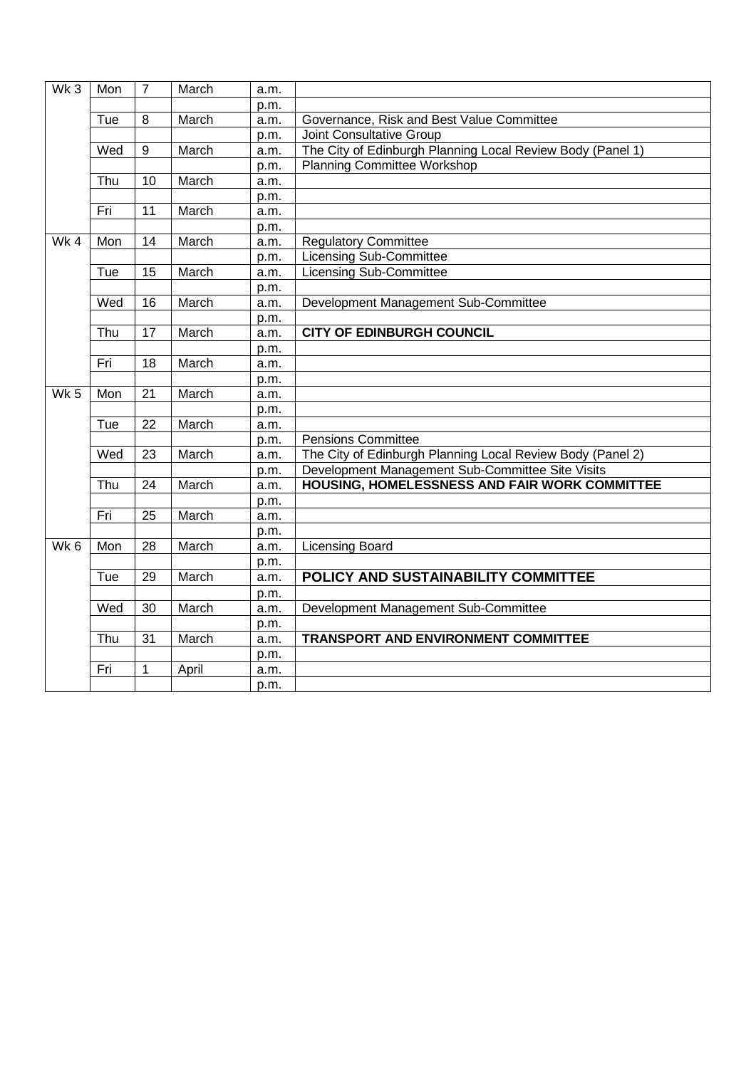| | | | | | |
|---|---|---|---|---|---|
| Wk 3 | Mon | 7 | March | a.m. | |
| | | | | p.m. | |
| | Tue | 8 | March | a.m. | Governance, Risk and Best Value Committee |
| | | | | p.m. | Joint Consultative Group |
| | Wed | 9 | March | a.m. | The City of Edinburgh Planning Local Review Body (Panel 1) |
| | | | | p.m. | Planning Committee Workshop |
| | Thu | 10 | March | a.m. | |
| | | | | p.m. | |
| | Fri | 11 | March | a.m. | |
| | | | | p.m. | |
| Wk 4 | Mon | 14 | March | a.m. | Regulatory Committee |
| | | | | p.m. | Licensing Sub-Committee |
| | Tue | 15 | March | a.m. | Licensing Sub-Committee |
| | | | | p.m. | |
| | Wed | 16 | March | a.m. | Development Management Sub-Committee |
| | | | | p.m. | |
| | Thu | 17 | March | a.m. | **CITY OF EDINBURGH COUNCIL** |
| | | | | p.m. | |
| | Fri | 18 | March | a.m. | |
| | | | | p.m. | |
| Wk 5 | Mon | 21 | March | a.m. | |
| | | | | p.m. | |
| | Tue | 22 | March | a.m. | |
| | | | | p.m. | Pensions Committee |
| | Wed | 23 | March | a.m. | The City of Edinburgh Planning Local Review Body (Panel 2) |
| | | | | p.m. | Development Management Sub-Committee Site Visits |
| | Thu | 24 | March | a.m. | **HOUSING, HOMELESSNESS AND FAIR WORK COMMITTEE** |
| | | | | p.m. | |
| | Fri | 25 | March | a.m. | |
| | | | | p.m. | |
| Wk 6 | Mon | 28 | March | a.m. | Licensing Board |
| | | | | p.m. | |
| | Tue | 29 | March | a.m. | **POLICY AND SUSTAINABILITY COMMITTEE** |
| | | | | p.m. | |
| | Wed | 30 | March | a.m. | Development Management Sub-Committee |
| | | | | p.m. | |
| | Thu | 31 | March | a.m. | **TRANSPORT AND ENVIRONMENT COMMITTEE** |
| | | | | p.m. | |
| | Fri | 1 | April | a.m. | |
| | | | | p.m. | |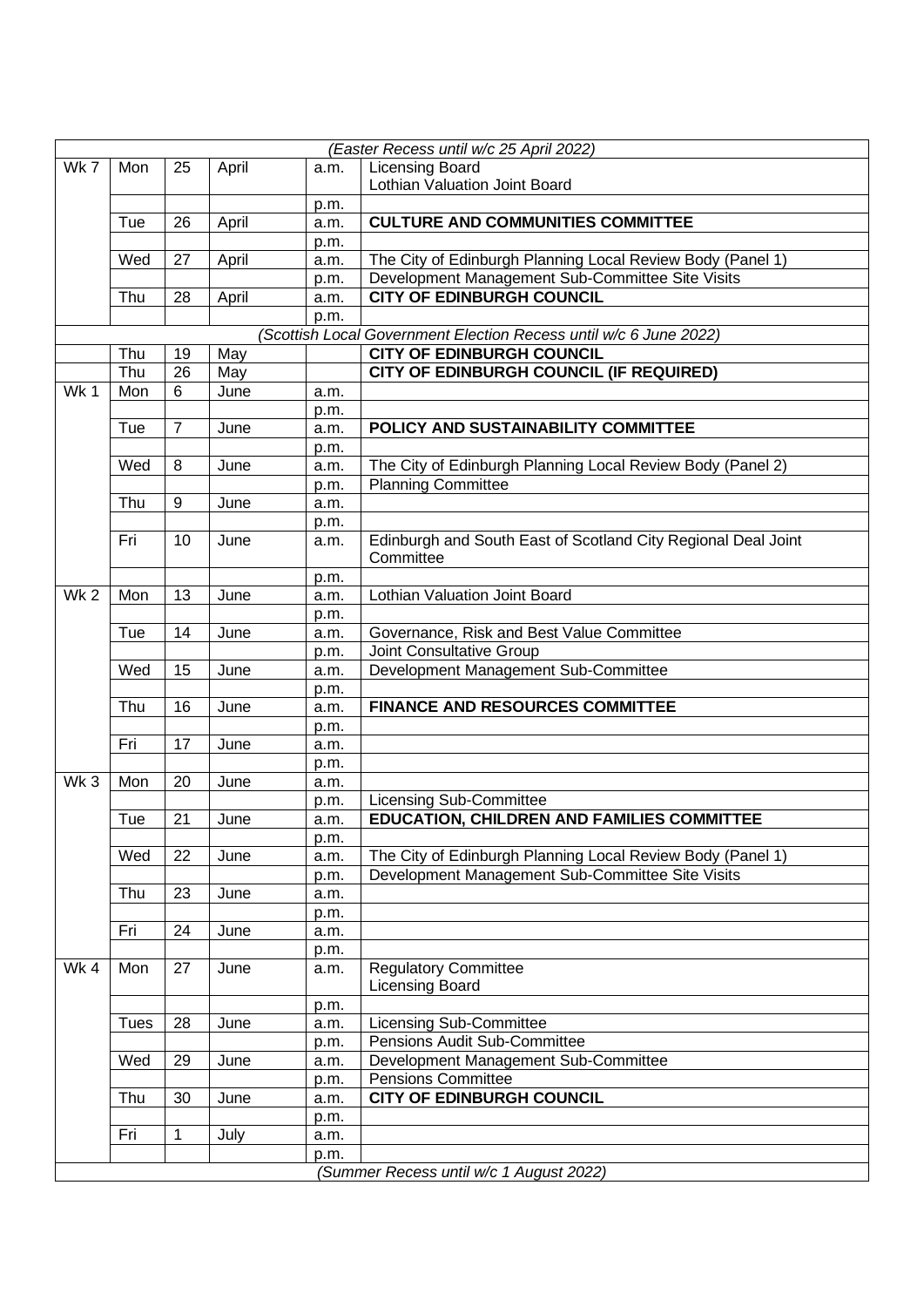| | | | | | |
|---|---|---|---|---|---|
| *(Easter Recess until w/c 25 April 2022)* | | | | | |
| Wk 7 | Mon | 25 | April | a.m. | Licensing Board<br>Lothian Valuation Joint Board |
| | | | | p.m. | |
| | Tue | 26 | April | a.m. | **CULTURE AND COMMUNITIES COMMITTEE** |
| | | | | p.m. | |
| | Wed | 27 | April | a.m. | The City of Edinburgh Planning Local Review Body (Panel 1) |
| | | | | p.m. | Development Management Sub-Committee Site Visits |
| | Thu | 28 | April | a.m. | **CITY OF EDINBURGH COUNCIL** |
| | | | | p.m. | |
| *(Scottish Local Government Election Recess until w/c 6 June 2022)* | | | | | |
| | Thu | 19 | May | | **CITY OF EDINBURGH COUNCIL** |
| | Thu | 26 | May | | **CITY OF EDINBURGH COUNCIL (IF REQUIRED)** |
| Wk 1 | Mon | 6 | June | a.m. | |
| | | | | p.m. | |
| | Tue | 7 | June | a.m. | **POLICY AND SUSTAINABILITY COMMITTEE** |
| | | | | p.m. | |
| | Wed | 8 | June | a.m. | The City of Edinburgh Planning Local Review Body (Panel 2) |
| | | | | p.m. | Planning Committee |
| | Thu | 9 | June | a.m. | |
| | | | | p.m. | |
| | Fri | 10 | June | a.m. | Edinburgh and South East of Scotland City Regional Deal Joint Committee |
| | | | | p.m. | |
| Wk 2 | Mon | 13 | June | a.m. | Lothian Valuation Joint Board |
| | | | | p.m. | |
| | Tue | 14 | June | a.m. | Governance, Risk and Best Value Committee |
| | | | | p.m. | Joint Consultative Group |
| | Wed | 15 | June | a.m. | Development Management Sub-Committee |
| | | | | p.m. | |
| | Thu | 16 | June | a.m. | **FINANCE AND RESOURCES COMMITTEE** |
| | | | | p.m. | |
| | Fri | 17 | June | a.m. | |
| | | | | p.m. | |
| Wk 3 | Mon | 20 | June | a.m. | |
| | | | | p.m. | Licensing Sub-Committee |
| | Tue | 21 | June | a.m. | **EDUCATION, CHILDREN AND FAMILIES COMMITTEE** |
| | | | | p.m. | |
| | Wed | 22 | June | a.m. | The City of Edinburgh Planning Local Review Body (Panel 1) |
| | | | | p.m. | Development Management Sub-Committee Site Visits |
| | Thu | 23 | June | a.m. | |
| | | | | p.m. | |
| | Fri | 24 | June | a.m. | |
| | | | | p.m. | |
| Wk 4 | Mon | 27 | June | a.m. | Regulatory Committee<br>Licensing Board |
| | | | | p.m. | |
| | Tues | 28 | June | a.m. | Licensing Sub-Committee |
| | | | | p.m. | Pensions Audit Sub-Committee |
| | Wed | 29 | June | a.m. | Development Management Sub-Committee |
| | | | | p.m. | Pensions Committee |
| | Thu | 30 | June | a.m. | **CITY OF EDINBURGH COUNCIL** |
| | | | | p.m. | |
| | Fri | 1 | July | a.m. | |
| | | | | p.m. | |
| *(Summer Recess until w/c 1 August 2022)* | | | | | |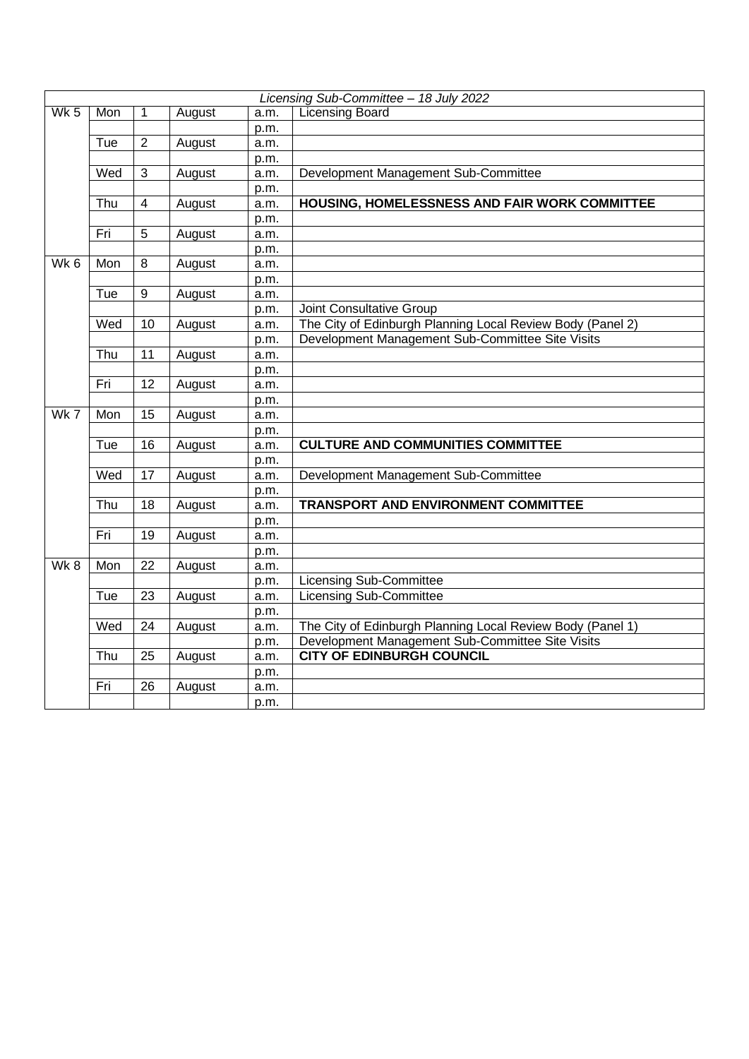| | | | | | |
|---|---|---|---|---|---|
| *Licensing Sub-Committee – 18 July 2022* | | | | | |
| Wk 5 | Mon | 1 | August | a.m. | Licensing Board |
| | | | | p.m. | |
| | Tue | 2 | August | a.m. | |
| | | | | p.m. | |
| | Wed | 3 | August | a.m. | Development Management Sub-Committee |
| | | | | p.m. | |
| | Thu | 4 | August | a.m. | **HOUSING, HOMELESSNESS AND FAIR WORK COMMITTEE** |
| | | | | p.m. | |
| | Fri | 5 | August | a.m. | |
| | | | | p.m. | |
| Wk 6 | Mon | 8 | August | a.m. | |
| | | | | p.m. | |
| | Tue | 9 | August | a.m. | |
| | | | | p.m. | Joint Consultative Group |
| | Wed | 10 | August | a.m. | The City of Edinburgh Planning Local Review Body (Panel 2) |
| | | | | p.m. | Development Management Sub-Committee Site Visits |
| | Thu | 11 | August | a.m. | |
| | | | | p.m. | |
| | Fri | 12 | August | a.m. | |
| | | | | p.m. | |
| Wk 7 | Mon | 15 | August | a.m. | |
| | | | | p.m. | |
| | Tue | 16 | August | a.m. | **CULTURE AND COMMUNITIES COMMITTEE** |
| | | | | p.m. | |
| | Wed | 17 | August | a.m. | Development Management Sub-Committee |
| | | | | p.m. | |
| | Thu | 18 | August | a.m. | **TRANSPORT AND ENVIRONMENT COMMITTEE** |
| | | | | p.m. | |
| | Fri | 19 | August | a.m. | |
| | | | | p.m. | |
| Wk 8 | Mon | 22 | August | a.m. | |
| | | | | p.m. | Licensing Sub-Committee |
| | Tue | 23 | August | a.m. | Licensing Sub-Committee |
| | | | | p.m. | |
| | Wed | 24 | August | a.m. | The City of Edinburgh Planning Local Review Body (Panel 1) |
| | | | | p.m. | Development Management Sub-Committee Site Visits |
| | Thu | 25 | August | a.m. | **CITY OF EDINBURGH COUNCIL** |
| | | | | p.m. | |
| | Fri | 26 | August | a.m. | |
| | | | | p.m. | |